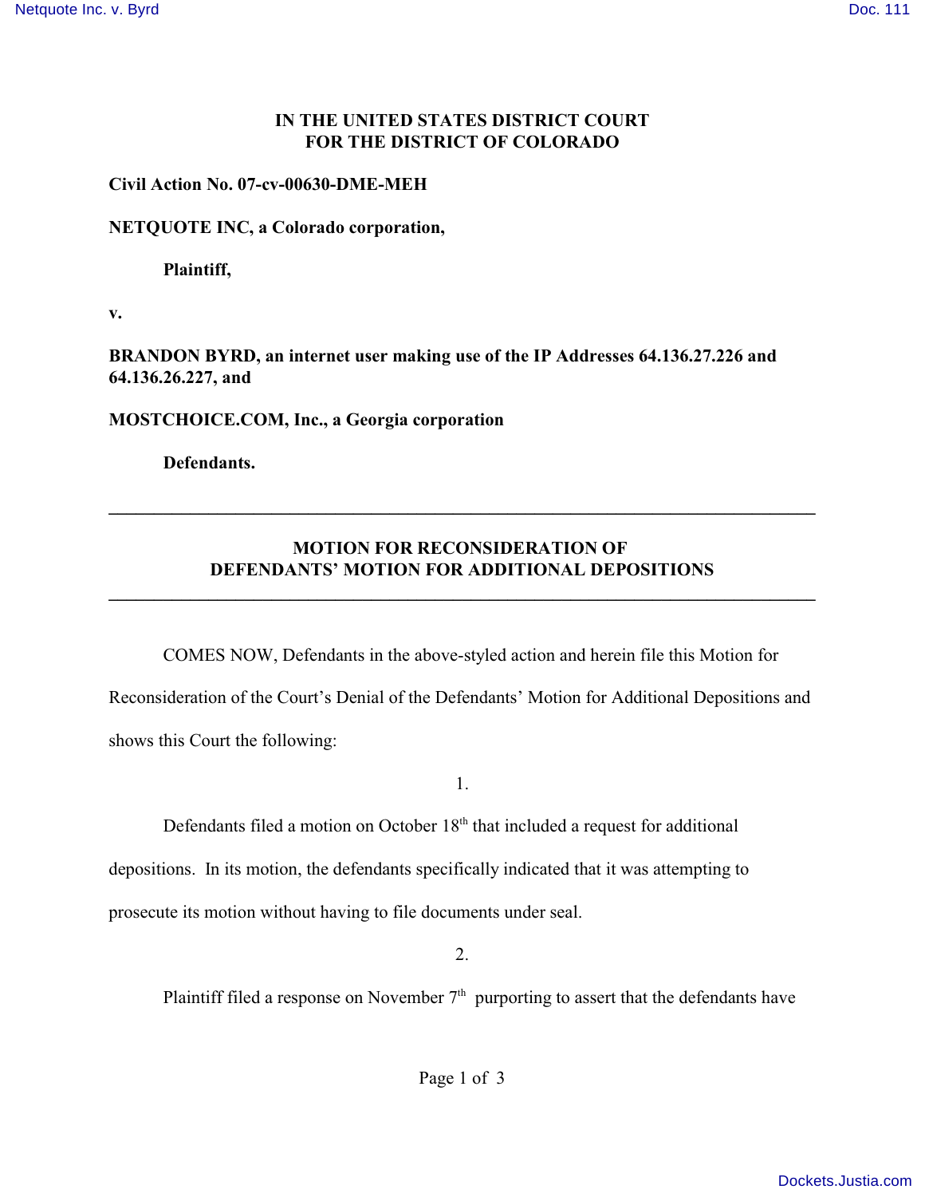**IN THE UNITED STATES DISTRICT COURT**
**FOR THE DISTRICT OF COLORADO**

**Civil Action No. 07-cv-00630-DME-MEH**

**NETQUOTE INC, a Colorado corporation,**

**Plaintiff,**

**v.**

**BRANDON BYRD, an internet user making use of the IP Addresses 64.136.27.226 and 64.136.26.227, and**

**MOSTCHOICE.COM, Inc., a Georgia corporation**

**Defendants.**

---

**MOTION FOR RECONSIDERATION OF**
**DEFENDANTS' MOTION FOR ADDITIONAL DEPOSITIONS**

---

COMES NOW, Defendants in the above-styled action and herein file this Motion for Reconsideration of the Court's Denial of the Defendants' Motion for Additional Depositions and shows this Court the following:

1.

Defendants filed a motion on October 18th that included a request for additional depositions. In its motion, the defendants specifically indicated that it was attempting to prosecute its motion without having to file documents under seal.

2.

Plaintiff filed a response on November 7th purporting to assert that the defendants have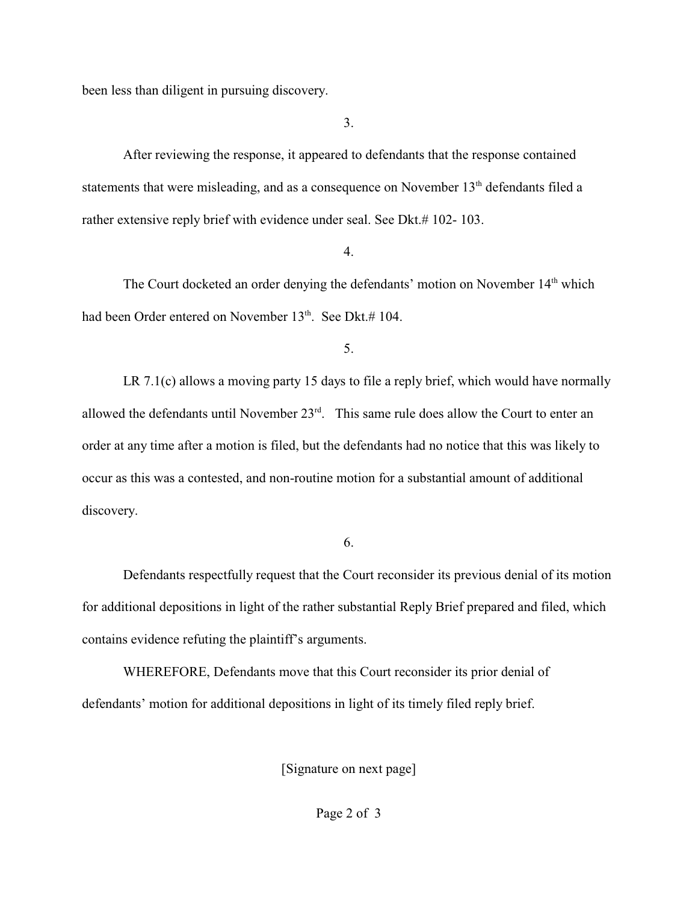been less than diligent in pursuing discovery.

3.

After reviewing the response, it appeared to defendants that the response contained statements that were misleading, and as a consequence on November 13th defendants filed a rather extensive reply brief with evidence under seal. See Dkt.# 102- 103.

4.

The Court docketed an order denying the defendants' motion on November 14th which had been Order entered on November 13th. See Dkt.# 104.

5.

LR 7.1(c) allows a moving party 15 days to file a reply brief, which would have normally allowed the defendants until November 23rd. This same rule does allow the Court to enter an order at any time after a motion is filed, but the defendants had no notice that this was likely to occur as this was a contested, and non-routine motion for a substantial amount of additional discovery.

6.

Defendants respectfully request that the Court reconsider its previous denial of its motion for additional depositions in light of the rather substantial Reply Brief prepared and filed, which contains evidence refuting the plaintiff's arguments.

WHEREFORE, Defendants move that this Court reconsider its prior denial of defendants' motion for additional depositions in light of its timely filed reply brief.

[Signature on next page]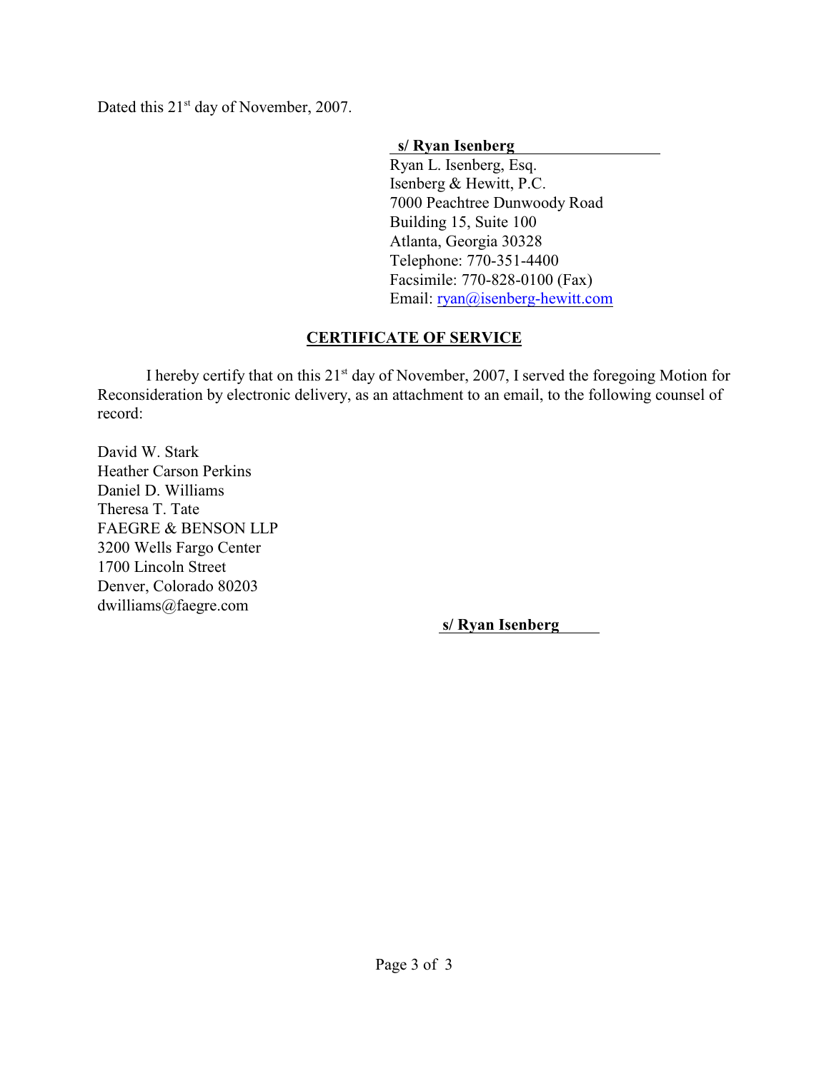Dated this 21st day of November, 2007.

**s/ Ryan Isenberg**
Ryan L. Isenberg, Esq.
Isenberg & Hewitt, P.C.
7000 Peachtree Dunwoody Road
Building 15, Suite 100
Atlanta, Georgia 30328
Telephone: 770-351-4400
Facsimile: 770-828-0100 (Fax)
Email: ryan@isenberg-hewitt.com

**CERTIFICATE OF SERVICE**

I hereby certify that on this 21st day of November, 2007, I served the foregoing Motion for Reconsideration by electronic delivery, as an attachment to an email, to the following counsel of record:

David W. Stark
Heather Carson Perkins
Daniel D. Williams
Theresa T. Tate
FAEGRE & BENSON LLP
3200 Wells Fargo Center
1700 Lincoln Street
Denver, Colorado 80203
dwilliams@faegre.com

**s/ Ryan Isenberg**